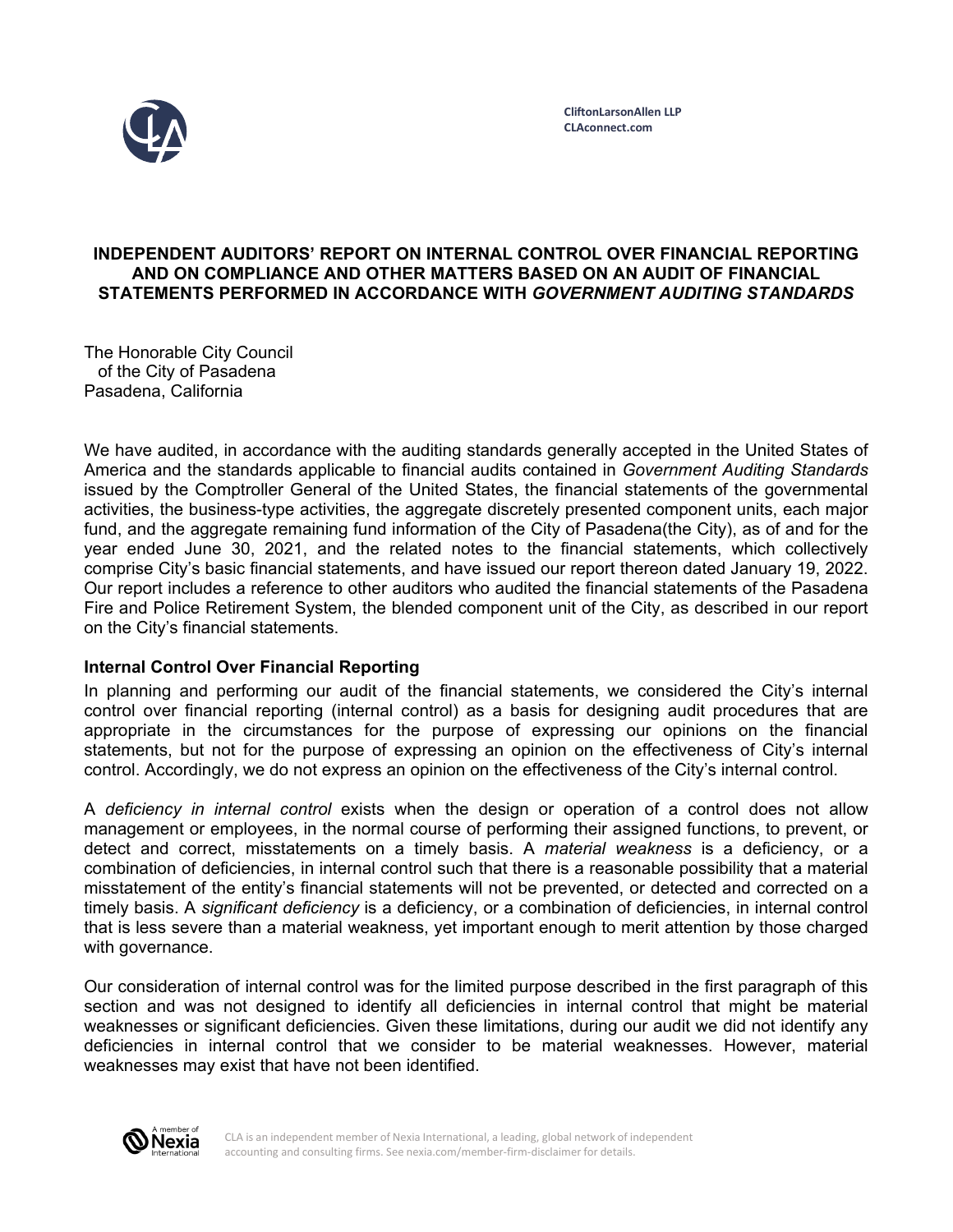CliftonLarsonAllen LLP
CLAconnect.com

# INDEPENDENT AUDITORS' REPORT ON INTERNAL CONTROL OVER FINANCIAL REPORTING AND ON COMPLIANCE AND OTHER MATTERS BASED ON AN AUDIT OF FINANCIAL STATEMENTS PERFORMED IN ACCORDANCE WITH *GOVERNMENT AUDITING STANDARDS*

The Honorable City Council
of the City of Pasadena
Pasadena, California

We have audited, in accordance with the auditing standards generally accepted in the United States of America and the standards applicable to financial audits contained in *Government Auditing Standards* issued by the Comptroller General of the United States, the financial statements of the governmental activities, the business-type activities, the aggregate discretely presented component units, each major fund, and the aggregate remaining fund information of the City of Pasadena(the City), as of and for the year ended June 30, 2021, and the related notes to the financial statements, which collectively comprise City's basic financial statements, and have issued our report thereon dated January 19, 2022. Our report includes a reference to other auditors who audited the financial statements of the Pasadena Fire and Police Retirement System, the blended component unit of the City, as described in our report on the City's financial statements.

## Internal Control Over Financial Reporting

In planning and performing our audit of the financial statements, we considered the City's internal control over financial reporting (internal control) as a basis for designing audit procedures that are appropriate in the circumstances for the purpose of expressing our opinions on the financial statements, but not for the purpose of expressing an opinion on the effectiveness of City's internal control. Accordingly, we do not express an opinion on the effectiveness of the City's internal control.

A *deficiency in internal control* exists when the design or operation of a control does not allow management or employees, in the normal course of performing their assigned functions, to prevent, or detect and correct, misstatements on a timely basis. A *material weakness* is a deficiency, or a combination of deficiencies, in internal control such that there is a reasonable possibility that a material misstatement of the entity's financial statements will not be prevented, or detected and corrected on a timely basis. A *significant deficiency* is a deficiency, or a combination of deficiencies, in internal control that is less severe than a material weakness, yet important enough to merit attention by those charged with governance.

Our consideration of internal control was for the limited purpose described in the first paragraph of this section and was not designed to identify all deficiencies in internal control that might be material weaknesses or significant deficiencies. Given these limitations, during our audit we did not identify any deficiencies in internal control that we consider to be material weaknesses. However, material weaknesses may exist that have not been identified.

CLA is an independent member of Nexia International, a leading, global network of independent accounting and consulting firms. See nexia.com/member-firm-disclaimer for details.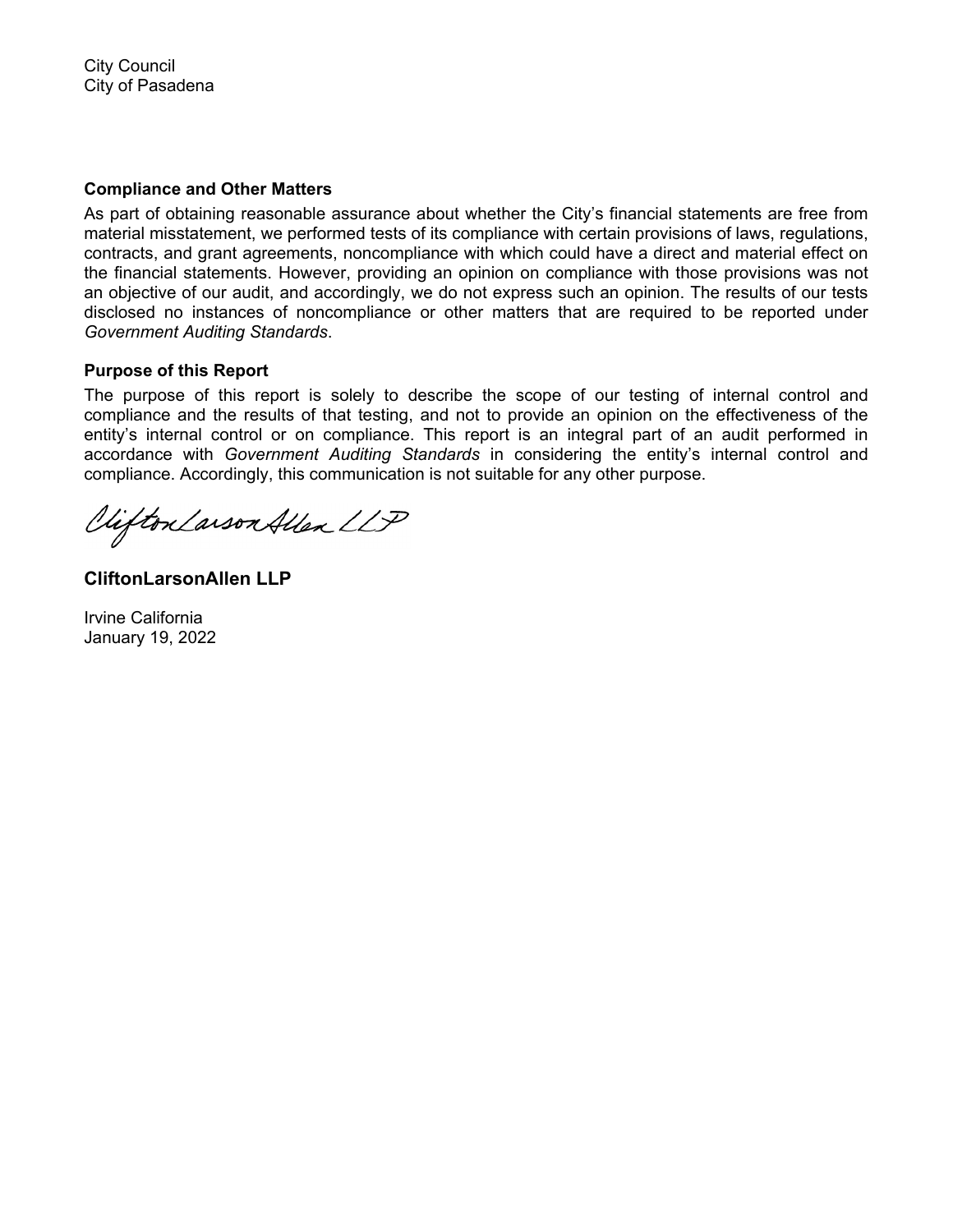City Council
City of Pasadena

**Compliance and Other Matters**

As part of obtaining reasonable assurance about whether the City's financial statements are free from material misstatement, we performed tests of its compliance with certain provisions of laws, regulations, contracts, and grant agreements, noncompliance with which could have a direct and material effect on the financial statements. However, providing an opinion on compliance with those provisions was not an objective of our audit, and accordingly, we do not express such an opinion. The results of our tests disclosed no instances of noncompliance or other matters that are required to be reported under *Government Auditing Standards*.

**Purpose of this Report**

The purpose of this report is solely to describe the scope of our testing of internal control and compliance and the results of that testing, and not to provide an opinion on the effectiveness of the entity's internal control or on compliance. This report is an integral part of an audit performed in accordance with *Government Auditing Standards* in considering the entity's internal control and compliance. Accordingly, this communication is not suitable for any other purpose.

CliftonLarsonAllen LLP

**CliftonLarsonAllen LLP**

Irvine California
January 19, 2022